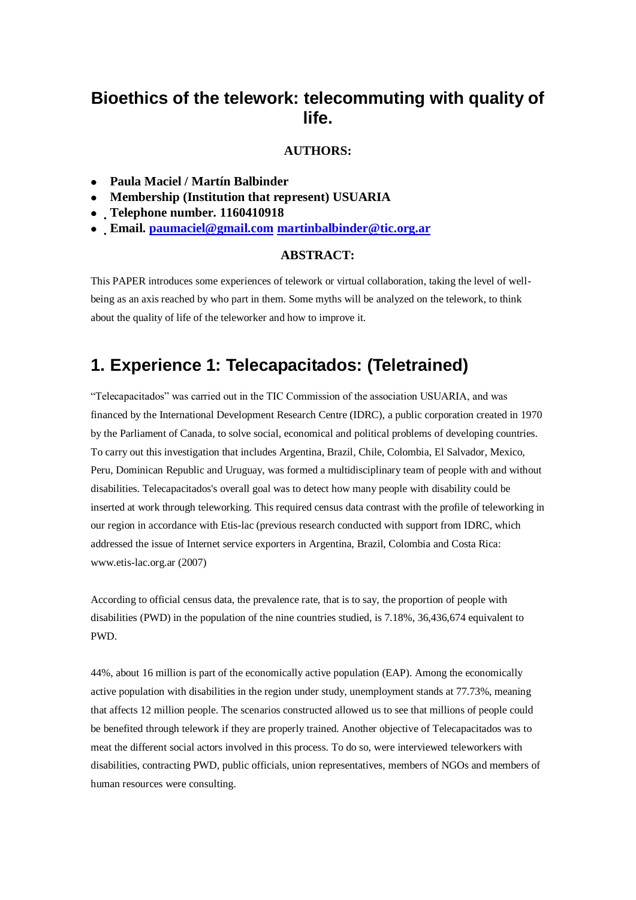# Bioethics of the telework: telecommuting with quality of life.

**AUTHORS:**

- **Paula Maciel / Martín Balbinder**
- **Membership (Institution that represent) USUARIA**
- **Telephone number. 1160410918**
- **Email. paumaciel@gmail.com martinbalbinder@tic.org.ar**

**ABSTRACT:**

This PAPER introduces some experiences of telework or virtual collaboration, taking the level of well-being as an axis reached by who part in them. Some myths will be analyzed on the telework, to think about the quality of life of the teleworker and how to improve it.

## 1. Experience 1: Telecapacitados: (Teletrained)

"Telecapacitados" was carried out in the TIC Commission of the association USUARIA, and was financed by the International Development Research Centre (IDRC), a public corporation created in 1970 by the Parliament of Canada, to solve social, economical and political problems of developing countries. To carry out this investigation that includes Argentina, Brazil, Chile, Colombia, El Salvador, Mexico, Peru, Dominican Republic and Uruguay, was formed a multidisciplinary team of people with and without disabilities. Telecapacitados's overall goal was to detect how many people with disability could be inserted at work through teleworking. This required census data contrast with the profile of teleworking in our region in accordance with Etis-lac (previous research conducted with support from IDRC, which addressed the issue of Internet service exporters in Argentina, Brazil, Colombia and Costa Rica: www.etis-lac.org.ar (2007)

According to official census data, the prevalence rate, that is to say, the proportion of people with disabilities (PWD) in the population of the nine countries studied, is 7.18%, 36,436,674 equivalent to PWD.

44%, about 16 million is part of the economically active population (EAP). Among the economically active population with disabilities in the region under study, unemployment stands at 77.73%, meaning that affects 12 million people. The scenarios constructed allowed us to see that millions of people could be benefited through telework if they are properly trained. Another objective of Telecapacitados was to meat the different social actors involved in this process. To do so, were interviewed teleworkers with disabilities, contracting PWD, public officials, union representatives, members of NGOs and members of human resources were consulting.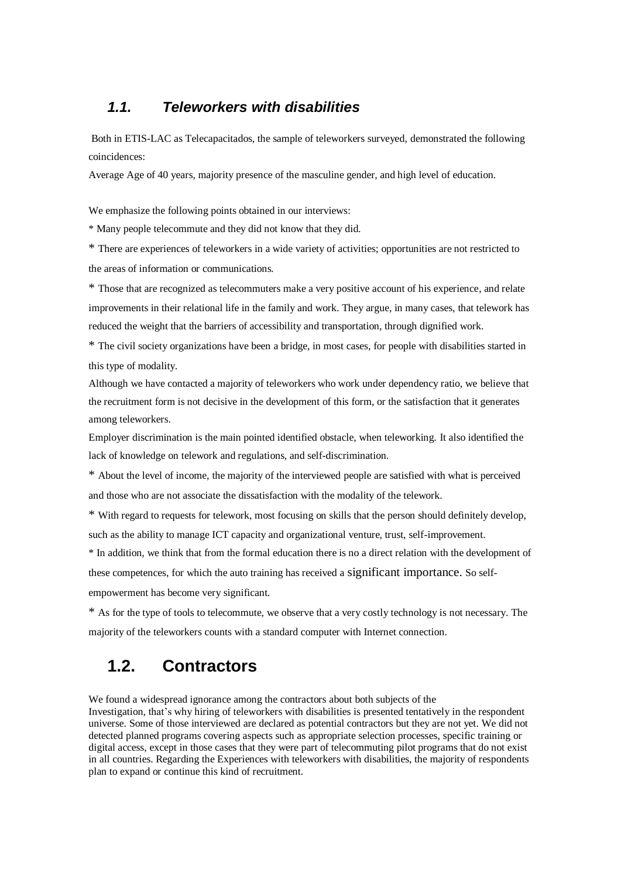### *1.1. Teleworkers with disabilities*

Both in ETIS-LAC as Telecapacitados, the sample of teleworkers surveyed, demonstrated the following coincidences:

Average Age of 40 years, majority presence of the masculine gender, and high level of education.

We emphasize the following points obtained in our interviews:

* Many people telecommute and they did not know that they did.

* There are experiences of teleworkers in a wide variety of activities; opportunities are not restricted to the areas of information or communications.

* Those that are recognized as telecommuters make a very positive account of his experience, and relate improvements in their relational life in the family and work. They argue, in many cases, that telework has reduced the weight that the barriers of accessibility and transportation, through dignified work.

* The civil society organizations have been a bridge, in most cases, for people with disabilities started in this type of modality.

Although we have contacted a majority of teleworkers who work under dependency ratio, we believe that the recruitment form is not decisive in the development of this form, or the satisfaction that it generates among teleworkers.

Employer discrimination is the main pointed identified obstacle, when teleworking. It also identified the lack of knowledge on telework and regulations, and self-discrimination.

* About the level of income, the majority of the interviewed people are satisfied with what is perceived and those who are not associate the dissatisfaction with the modality of the telework.

* With regard to requests for telework, most focusing on skills that the person should definitely develop, such as the ability to manage ICT capacity and organizational venture, trust, self-improvement.

* In addition, we think that from the formal education there is no a direct relation with the development of these competences, for which the auto training has received a significant importance. So self-empowerment has become very significant.

* As for the type of tools to telecommute, we observe that a very costly technology is not necessary. The majority of the teleworkers counts with a standard computer with Internet connection.

## 1.2. Contractors

We found a widespread ignorance among the contractors about both subjects of the Investigation, that's why hiring of teleworkers with disabilities is presented tentatively in the respondent universe. Some of those interviewed are declared as potential contractors but they are not yet. We did not detected planned programs covering aspects such as appropriate selection processes, specific training or digital access, except in those cases that they were part of telecommuting pilot programs that do not exist in all countries. Regarding the Experiences with teleworkers with disabilities, the majority of respondents plan to expand or continue this kind of recruitment.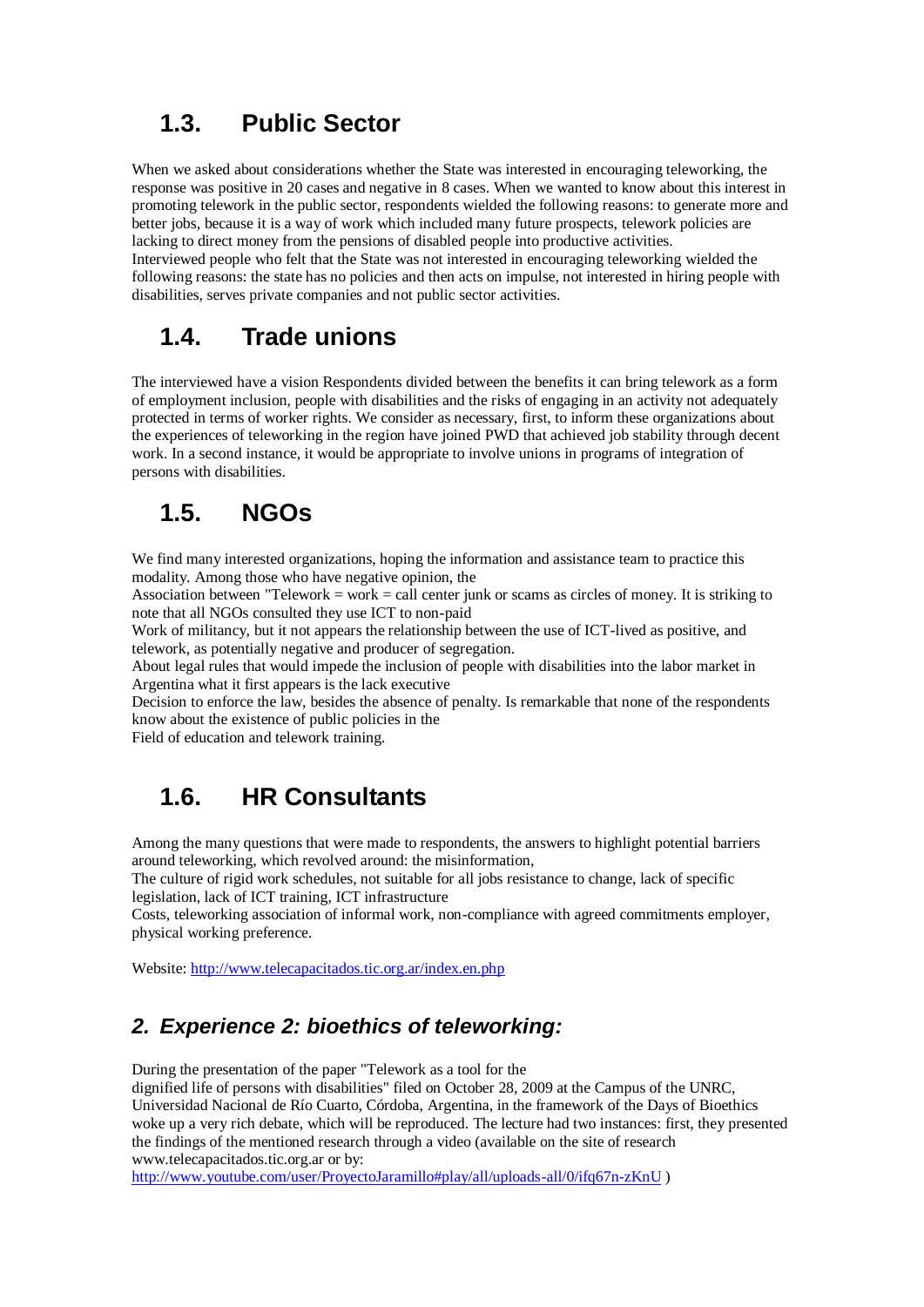## 1.3. Public Sector

When we asked about considerations whether the State was interested in encouraging teleworking, the response was positive in 20 cases and negative in 8 cases. When we wanted to know about this interest in promoting telework in the public sector, respondents wielded the following reasons: to generate more and better jobs, because it is a way of work which included many future prospects, telework policies are lacking to direct money from the pensions of disabled people into productive activities.
Interviewed people who felt that the State was not interested in encouraging teleworking wielded the following reasons: the state has no policies and then acts on impulse, not interested in hiring people with disabilities, serves private companies and not public sector activities.

## 1.4. Trade unions

The interviewed have a vision Respondents divided between the benefits it can bring telework as a form of employment inclusion, people with disabilities and the risks of engaging in an activity not adequately protected in terms of worker rights. We consider as necessary, first, to inform these organizations about the experiences of teleworking in the region have joined PWD that achieved job stability through decent work. In a second instance, it would be appropriate to involve unions in programs of integration of persons with disabilities.

## 1.5. NGOs

We find many interested organizations, hoping the information and assistance team to practice this modality. Among those who have negative opinion, the
Association between "Telework = work = call center junk or scams as circles of money. It is striking to note that all NGOs consulted they use ICT to non-paid
Work of militancy, but it not appears the relationship between the use of ICT-lived as positive, and telework, as potentially negative and producer of segregation.
About legal rules that would impede the inclusion of people with disabilities into the labor market in Argentina what it first appears is the lack executive
Decision to enforce the law, besides the absence of penalty. Is remarkable that none of the respondents know about the existence of public policies in the
Field of education and telework training.

## 1.6. HR Consultants

Among the many questions that were made to respondents, the answers to highlight potential barriers around teleworking, which revolved around: the misinformation,
The culture of rigid work schedules, not suitable for all jobs resistance to change, lack of specific legislation, lack of ICT training, ICT infrastructure
Costs, teleworking association of informal work, non-compliance with agreed commitments employer, physical working preference.

Website: http://www.telecapacitados.tic.org.ar/index.en.php

## *2. Experience 2: bioethics of teleworking:*

During the presentation of the paper "Telework as a tool for the
dignified life of persons with disabilities" filed on October 28, 2009 at the Campus of the UNRC, Universidad Nacional de Río Cuarto, Córdoba, Argentina, in the framework of the Days of Bioethics woke up a very rich debate, which will be reproduced. The lecture had two instances: first, they presented the findings of the mentioned research through a video (available on the site of research www.telecapacitados.tic.org.ar or by:
http://www.youtube.com/user/ProyectoJaramillo#play/all/uploads-all/0/ifq67n-zKnU )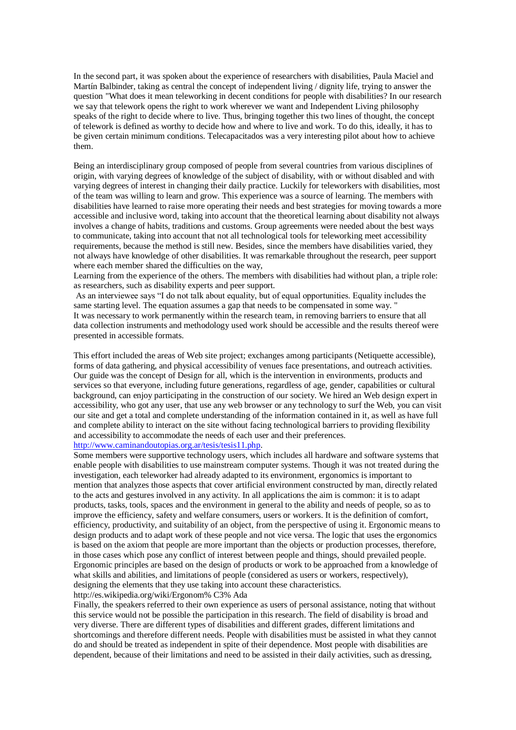In the second part, it was spoken about the experience of researchers with disabilities, Paula Maciel and Martín Balbinder, taking as central the concept of independent living / dignity life, trying to answer the question "What does it mean teleworking in decent conditions for people with disabilities? In our research we say that telework opens the right to work wherever we want and Independent Living philosophy speaks of the right to decide where to live. Thus, bringing together this two lines of thought, the concept of telework is defined as worthy to decide how and where to live and work. To do this, ideally, it has to be given certain minimum conditions. Telecapacitados was a very interesting pilot about how to achieve them.

Being an interdisciplinary group composed of people from several countries from various disciplines of origin, with varying degrees of knowledge of the subject of disability, with or without disabled and with varying degrees of interest in changing their daily practice. Luckily for teleworkers with disabilities, most of the team was willing to learn and grow. This experience was a source of learning. The members with disabilities have learned to raise more operating their needs and best strategies for moving towards a more accessible and inclusive word, taking into account that the theoretical learning about disability not always involves a change of habits, traditions and customs. Group agreements were needed about the best ways to communicate, taking into account that not all technological tools for teleworking meet accessibility requirements, because the method is still new. Besides, since the members have disabilities varied, they not always have knowledge of other disabilities. It was remarkable throughout the research, peer support where each member shared the difficulties on the way,
Learning from the experience of the others. The members with disabilities had without plan, a triple role: as researchers, such as disability experts and peer support.
As an interviewee says "I do not talk about equality, but of equal opportunities. Equality includes the same starting level. The equation assumes a gap that needs to be compensated in some way. "
It was necessary to work permanently within the research team, in removing barriers to ensure that all data collection instruments and methodology used work should be accessible and the results thereof were presented in accessible formats.

This effort included the areas of Web site project; exchanges among participants (Netiquette accessible), forms of data gathering, and physical accessibility of venues face presentations, and outreach activities. Our guide was the concept of Design for all, which is the intervention in environments, products and services so that everyone, including future generations, regardless of age, gender, capabilities or cultural background, can enjoy participating in the construction of our society. We hired an Web design expert in accessibility, who got any user, that use any web browser or any technology to surf the Web, you can visit our site and get a total and complete understanding of the information contained in it, as well as have full and complete ability to interact on the site without facing technological barriers to providing flexibility and accessibility to accommodate the needs of each user and their preferences.
http://www.caminandoutopias.org.ar/tesis/tesis11.php.
Some members were supportive technology users, which includes all hardware and software systems that enable people with disabilities to use mainstream computer systems. Though it was not treated during the investigation, each teleworker had already adapted to its environment, ergonomics is important to mention that analyzes those aspects that cover artificial environment constructed by man, directly related to the acts and gestures involved in any activity. In all applications the aim is common: it is to adapt products, tasks, tools, spaces and the environment in general to the ability and needs of people, so as to improve the efficiency, safety and welfare consumers, users or workers. It is the definition of comfort, efficiency, productivity, and suitability of an object, from the perspective of using it. Ergonomic means to design products and to adapt work of these people and not vice versa. The logic that uses the ergonomics is based on the axiom that people are more important than the objects or production processes, therefore, in those cases which pose any conflict of interest between people and things, should prevailed people. Ergonomic principles are based on the design of products or work to be approached from a knowledge of what skills and abilities, and limitations of people (considered as users or workers, respectively), designing the elements that they use taking into account these characteristics.
http://es.wikipedia.org/wiki/Ergonom% C3% Ada
Finally, the speakers referred to their own experience as users of personal assistance, noting that without this service would not be possible the participation in this research. The field of disability is broad and very diverse. There are different types of disabilities and different grades, different limitations and shortcomings and therefore different needs. People with disabilities must be assisted in what they cannot do and should be treated as independent in spite of their dependence. Most people with disabilities are dependent, because of their limitations and need to be assisted in their daily activities, such as dressing,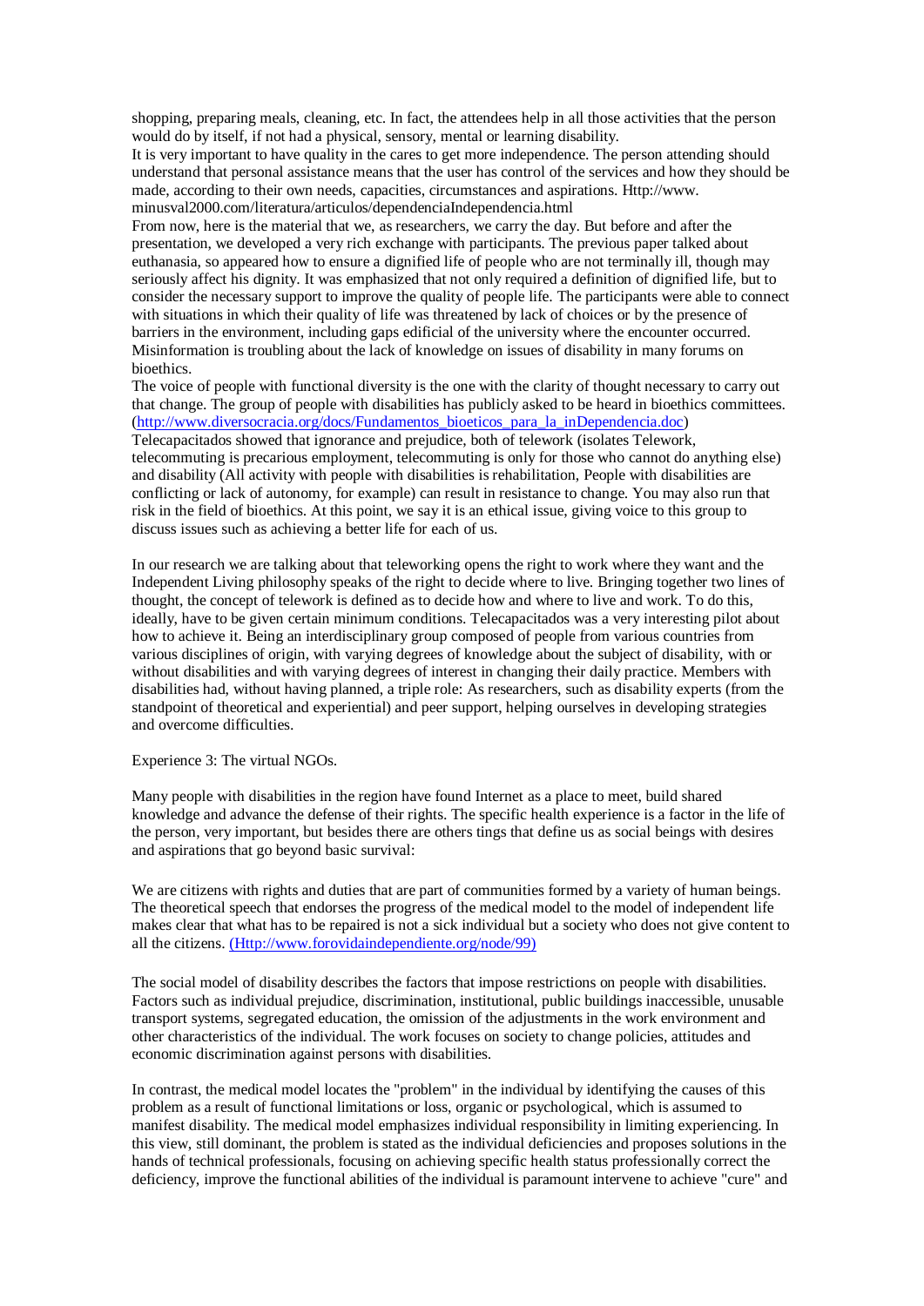shopping, preparing meals, cleaning, etc. In fact, the attendees help in all those activities that the person would do by itself, if not had a physical, sensory, mental or learning disability.

It is very important to have quality in the cares to get more independence. The person attending should understand that personal assistance means that the user has control of the services and how they should be made, according to their own needs, capacities, circumstances and aspirations. Http://www. minusval2000.com/literatura/articulos/dependenciaIndependencia.html

From now, here is the material that we, as researchers, we carry the day. But before and after the presentation, we developed a very rich exchange with participants. The previous paper talked about euthanasia, so appeared how to ensure a dignified life of people who are not terminally ill, though may seriously affect his dignity. It was emphasized that not only required a definition of dignified life, but to consider the necessary support to improve the quality of people life. The participants were able to connect with situations in which their quality of life was threatened by lack of choices or by the presence of barriers in the environment, including gaps edificial of the university where the encounter occurred. Misinformation is troubling about the lack of knowledge on issues of disability in many forums on bioethics.

The voice of people with functional diversity is the one with the clarity of thought necessary to carry out that change. The group of people with disabilities has publicly asked to be heard in bioethics committees. (http://www.diversocracia.org/docs/Fundamentos_bioeticos_para_la_inDependencia.doc)

Telecapacitados showed that ignorance and prejudice, both of telework (isolates Telework, telecommuting is precarious employment, telecommuting is only for those who cannot do anything else) and disability (All activity with people with disabilities is rehabilitation, People with disabilities are conflicting or lack of autonomy, for example) can result in resistance to change. You may also run that risk in the field of bioethics. At this point, we say it is an ethical issue, giving voice to this group to discuss issues such as achieving a better life for each of us.

In our research we are talking about that teleworking opens the right to work where they want and the Independent Living philosophy speaks of the right to decide where to live. Bringing together two lines of thought, the concept of telework is defined as to decide how and where to live and work. To do this, ideally, have to be given certain minimum conditions. Telecapacitados was a very interesting pilot about how to achieve it. Being an interdisciplinary group composed of people from various countries from various disciplines of origin, with varying degrees of knowledge about the subject of disability, with or without disabilities and with varying degrees of interest in changing their daily practice. Members with disabilities had, without having planned, a triple role: As researchers, such as disability experts (from the standpoint of theoretical and experiential) and peer support, helping ourselves in developing strategies and overcome difficulties.

Experience 3: The virtual NGOs.

Many people with disabilities in the region have found Internet as a place to meet, build shared knowledge and advance the defense of their rights. The specific health experience is a factor in the life of the person, very important, but besides there are others tings that define us as social beings with desires and aspirations that go beyond basic survival:

We are citizens with rights and duties that are part of communities formed by a variety of human beings. The theoretical speech that endorses the progress of the medical model to the model of independent life makes clear that what has to be repaired is not a sick individual but a society who does not give content to all the citizens. (Http://www.forovidaindependiente.org/node/99)

The social model of disability describes the factors that impose restrictions on people with disabilities. Factors such as individual prejudice, discrimination, institutional, public buildings inaccessible, unusable transport systems, segregated education, the omission of the adjustments in the work environment and other characteristics of the individual. The work focuses on society to change policies, attitudes and economic discrimination against persons with disabilities.

In contrast, the medical model locates the "problem" in the individual by identifying the causes of this problem as a result of functional limitations or loss, organic or psychological, which is assumed to manifest disability. The medical model emphasizes individual responsibility in limiting experiencing. In this view, still dominant, the problem is stated as the individual deficiencies and proposes solutions in the hands of technical professionals, focusing on achieving specific health status professionally correct the deficiency, improve the functional abilities of the individual is paramount intervene to achieve "cure" and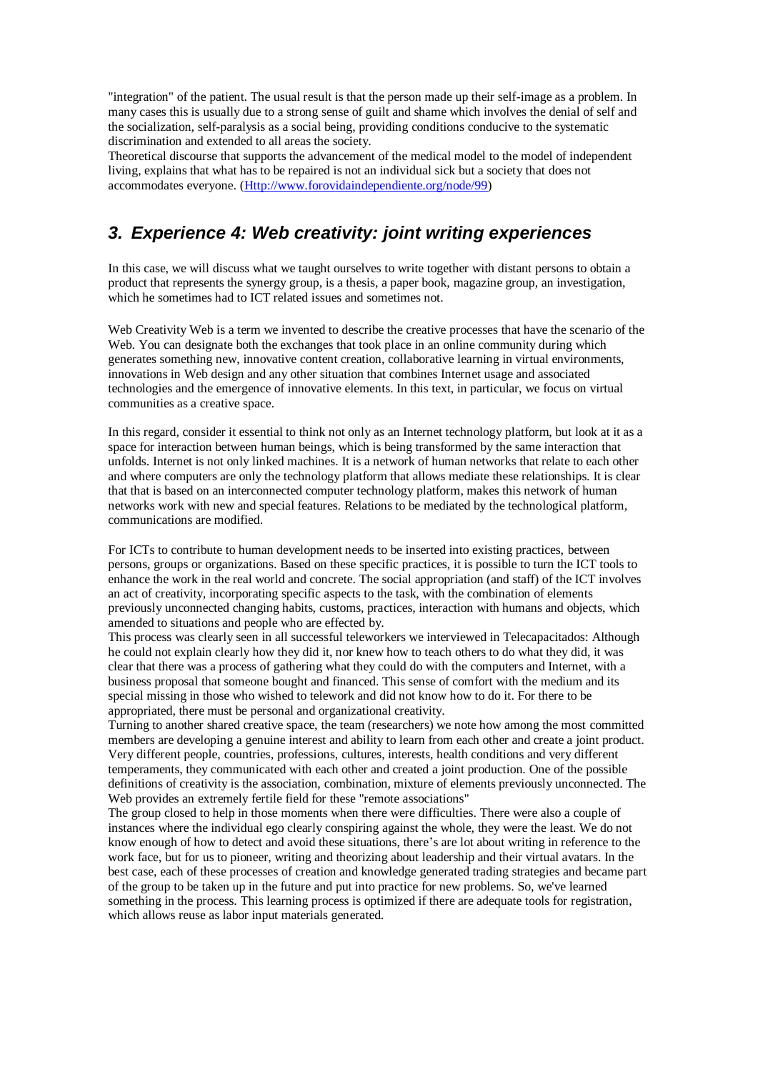"integration" of the patient. The usual result is that the person made up their self-image as a problem. In many cases this is usually due to a strong sense of guilt and shame which involves the denial of self and the socialization, self-paralysis as a social being, providing conditions conducive to the systematic discrimination and extended to all areas the society.
Theoretical discourse that supports the advancement of the medical model to the model of independent living, explains that what has to be repaired is not an individual sick but a society that does not accommodates everyone. (Http://www.forovidaindependiente.org/node/99)

## 3. Experience 4: Web creativity: joint writing experiences

In this case, we will discuss what we taught ourselves to write together with distant persons to obtain a product that represents the synergy group, is a thesis, a paper book, magazine group, an investigation, which he sometimes had to ICT related issues and sometimes not.

Web Creativity Web is a term we invented to describe the creative processes that have the scenario of the Web. You can designate both the exchanges that took place in an online community during which generates something new, innovative content creation, collaborative learning in virtual environments, innovations in Web design and any other situation that combines Internet usage and associated technologies and the emergence of innovative elements. In this text, in particular, we focus on virtual communities as a creative space.

In this regard, consider it essential to think not only as an Internet technology platform, but look at it as a space for interaction between human beings, which is being transformed by the same interaction that unfolds. Internet is not only linked machines. It is a network of human networks that relate to each other and where computers are only the technology platform that allows mediate these relationships. It is clear that that is based on an interconnected computer technology platform, makes this network of human networks work with new and special features. Relations to be mediated by the technological platform, communications are modified.

For ICTs to contribute to human development needs to be inserted into existing practices, between persons, groups or organizations. Based on these specific practices, it is possible to turn the ICT tools to enhance the work in the real world and concrete. The social appropriation (and staff) of the ICT involves an act of creativity, incorporating specific aspects to the task, with the combination of elements previously unconnected changing habits, customs, practices, interaction with humans and objects, which amended to situations and people who are effected by.
This process was clearly seen in all successful teleworkers we interviewed in Telecapacitados: Although he could not explain clearly how they did it, nor knew how to teach others to do what they did, it was clear that there was a process of gathering what they could do with the computers and Internet, with a business proposal that someone bought and financed. This sense of comfort with the medium and its special missing in those who wished to telework and did not know how to do it. For there to be appropriated, there must be personal and organizational creativity.
Turning to another shared creative space, the team (researchers) we note how among the most committed members are developing a genuine interest and ability to learn from each other and create a joint product. Very different people, countries, professions, cultures, interests, health conditions and very different temperaments, they communicated with each other and created a joint production. One of the possible definitions of creativity is the association, combination, mixture of elements previously unconnected. The Web provides an extremely fertile field for these "remote associations"
The group closed to help in those moments when there were difficulties. There were also a couple of instances where the individual ego clearly conspiring against the whole, they were the least. We do not know enough of how to detect and avoid these situations, there's are lot about writing in reference to the work face, but for us to pioneer, writing and theorizing about leadership and their virtual avatars. In the best case, each of these processes of creation and knowledge generated trading strategies and became part of the group to be taken up in the future and put into practice for new problems. So, we've learned something in the process. This learning process is optimized if there are adequate tools for registration, which allows reuse as labor input materials generated.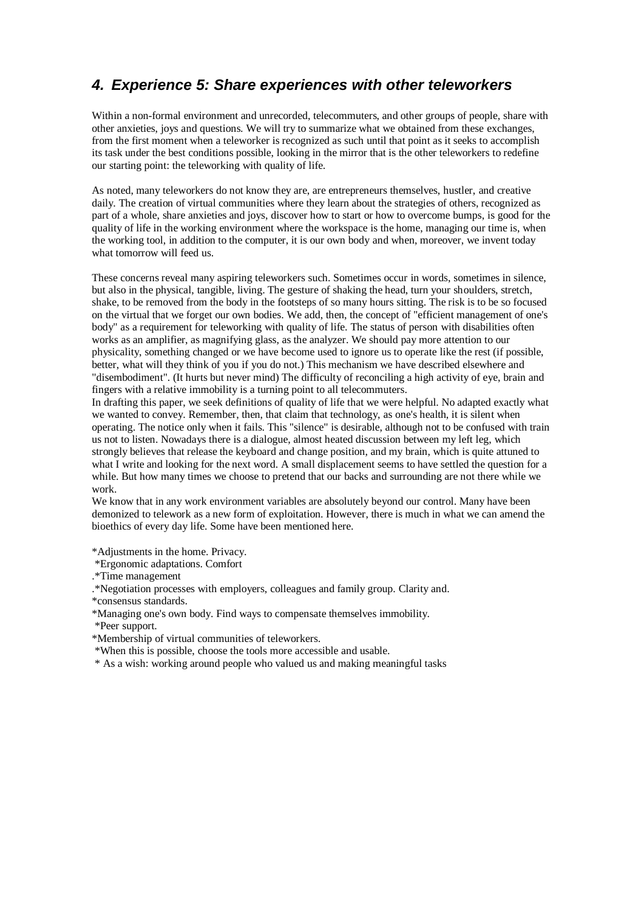## 4. *Experience 5: Share experiences with other teleworkers*

Within a non-formal environment and unrecorded, telecommuters, and other groups of people, share with other anxieties, joys and questions. We will try to summarize what we obtained from these exchanges, from the first moment when a teleworker is recognized as such until that point as it seeks to accomplish its task under the best conditions possible, looking in the mirror that is the other teleworkers to redefine our starting point: the teleworking with quality of life.

As noted, many teleworkers do not know they are, are entrepreneurs themselves, hustler, and creative daily. The creation of virtual communities where they learn about the strategies of others, recognized as part of a whole, share anxieties and joys, discover how to start or how to overcome bumps, is good for the quality of life in the working environment where the workspace is the home, managing our time is, when the working tool, in addition to the computer, it is our own body and when, moreover, we invent today what tomorrow will feed us.

These concerns reveal many aspiring teleworkers such. Sometimes occur in words, sometimes in silence, but also in the physical, tangible, living. The gesture of shaking the head, turn your shoulders, stretch, shake, to be removed from the body in the footsteps of so many hours sitting. The risk is to be so focused on the virtual that we forget our own bodies. We add, then, the concept of "efficient management of one's body" as a requirement for teleworking with quality of life. The status of person with disabilities often works as an amplifier, as magnifying glass, as the analyzer. We should pay more attention to our physicality, something changed or we have become used to ignore us to operate like the rest (if possible, better, what will they think of you if you do not.) This mechanism we have described elsewhere and "disembodiment". (It hurts but never mind) The difficulty of reconciling a high activity of eye, brain and fingers with a relative immobility is a turning point to all telecommuters.
In drafting this paper, we seek definitions of quality of life that we were helpful. No adapted exactly what we wanted to convey. Remember, then, that claim that technology, as one's health, it is silent when operating. The notice only when it fails. This "silence" is desirable, although not to be confused with train us not to listen. Nowadays there is a dialogue, almost heated discussion between my left leg, which strongly believes that release the keyboard and change position, and my brain, which is quite attuned to what I write and looking for the next word. A small displacement seems to have settled the question for a while. But how many times we choose to pretend that our backs and surrounding are not there while we work.
We know that in any work environment variables are absolutely beyond our control. Many have been demonized to telework as a new form of exploitation. However, there is much in what we can amend the bioethics of every day life. Some have been mentioned here.

*Adjustments in the home. Privacy.
*Ergonomic adaptations. Comfort
.*Time management
.*Negotiation processes with employers, colleagues and family group. Clarity and.
*consensus standards.
*Managing one's own body. Find ways to compensate themselves immobility.
*Peer support.
*Membership of virtual communities of teleworkers.
*When this is possible, choose the tools more accessible and usable.
* As a wish: working around people who valued us and making meaningful tasks